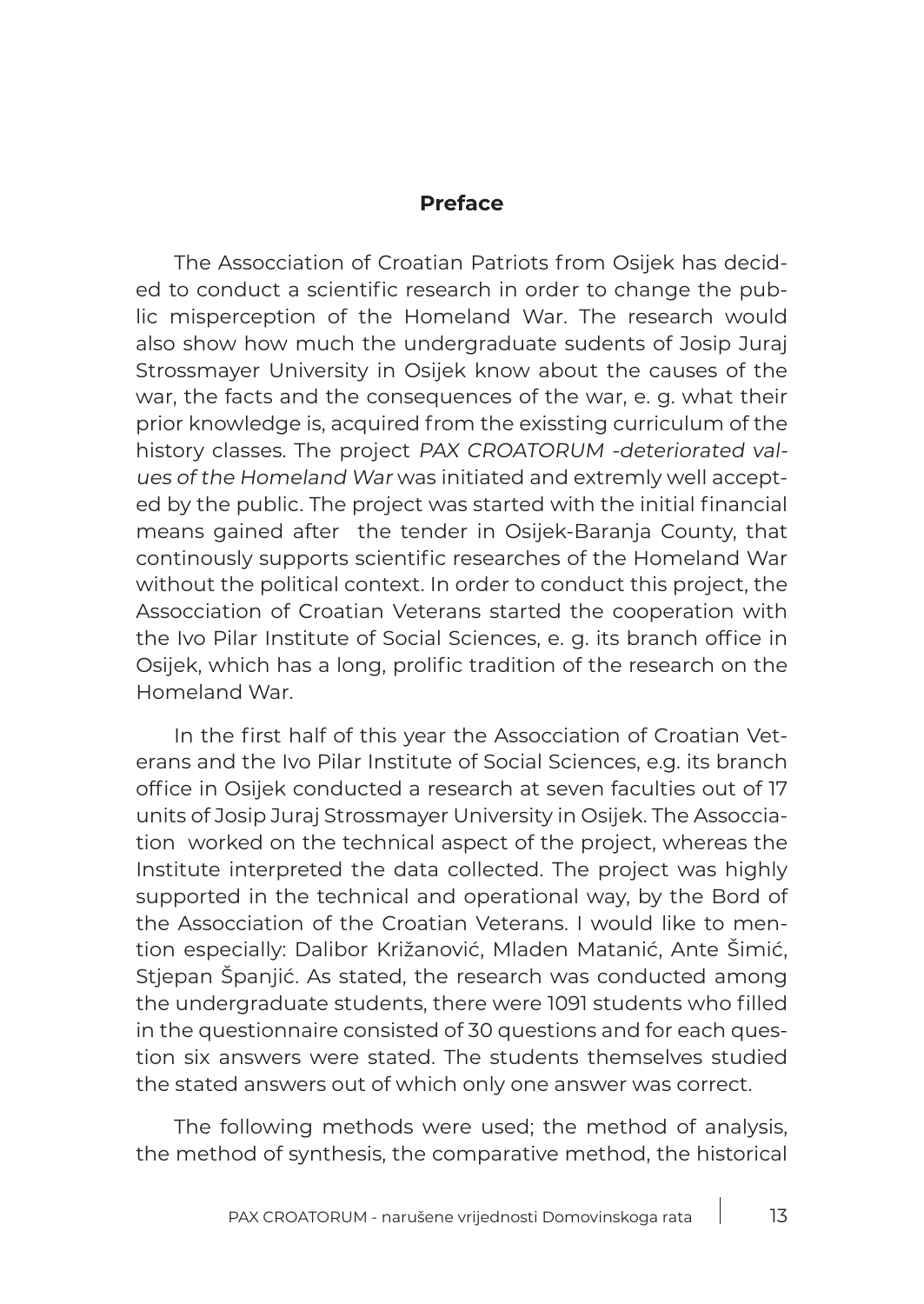## Preface

The Assocciation of Croatian Patriots from Osijek has decided to conduct a scientific research in order to change the public misperception of the Homeland War. The research would also show how much the undergraduate sudents of Josip Juraj Strossmayer University in Osijek know about the causes of the war, the facts and the consequences of the war, e. g. what their prior knowledge is, acquired from the exissting curriculum of the history classes. The project *PAX CROATORUM -deteriorated values of the Homeland War* was initiated and extremly well accepted by the public. The project was started with the initial financial means gained after the tender in Osijek-Baranja County, that continously supports scientific researches of the Homeland War without the political context. In order to conduct this project, the Assocciation of Croatian Veterans started the cooperation with the Ivo Pilar Institute of Social Sciences, e. g. its branch office in Osijek, which has a long, prolific tradition of the research on the Homeland War.

In the first half of this year the Assocciation of Croatian Veterans and the Ivo Pilar Institute of Social Sciences, e.g. its branch office in Osijek conducted a research at seven faculties out of 17 units of Josip Juraj Strossmayer University in Osijek. The Assocciation worked on the technical aspect of the project, whereas the Institute interpreted the data collected. The project was highly supported in the technical and operational way, by the Bord of the Assocciation of the Croatian Veterans. I would like to mention especially: Dalibor Križanović, Mladen Matanić, Ante Šimić, Stjepan Španjić. As stated, the research was conducted among the undergraduate students, there were 1091 students who filled in the questionnaire consisted of 30 questions and for each question six answers were stated. The students themselves studied the stated answers out of which only one answer was correct.

The following methods were used; the method of analysis, the method of synthesis, the comparative method, the historical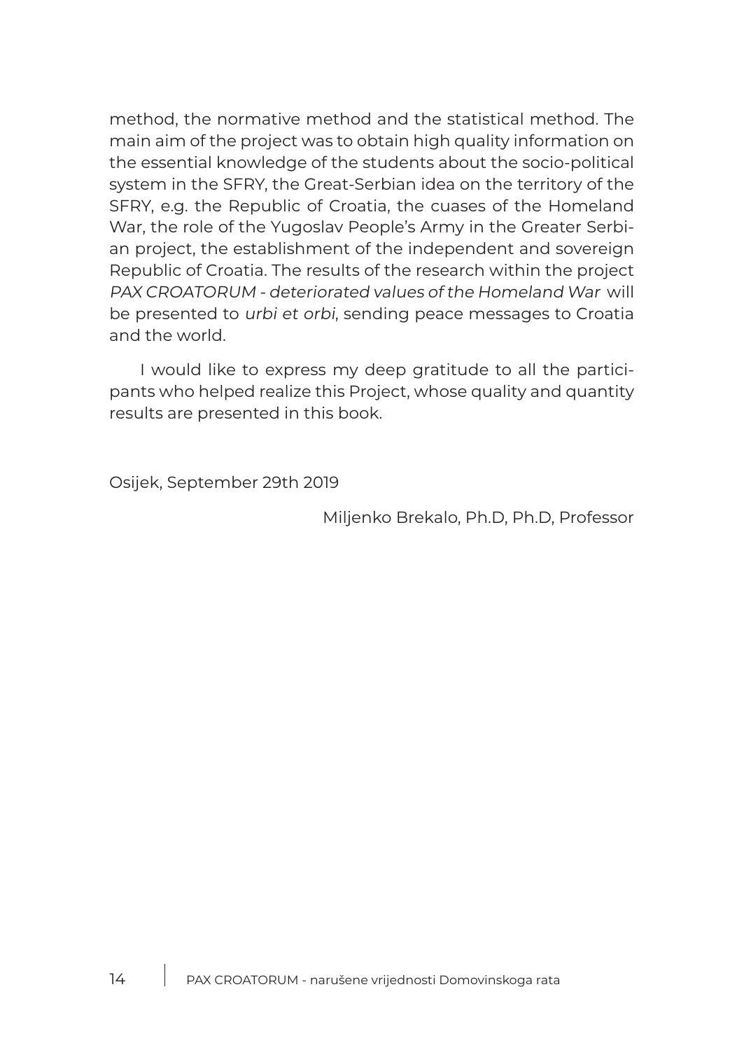method, the normative method and the statistical method. The main aim of the project was to obtain high quality information on the essential knowledge of the students about the socio-political system in the SFRY, the Great-Serbian idea on the territory of the SFRY, e.g. the Republic of Croatia, the cuases of the Homeland War, the role of the Yugoslav People's Army in the Greater Serbian project, the establishment of the independent and sovereign Republic of Croatia. The results of the research within the project *PAX CROATORUM - deteriorated values of the Homeland War* will be presented to *urbi et orbi*, sending peace messages to Croatia and the world.

I would like to express my deep gratitude to all the participants who helped realize this Project, whose quality and quantity results are presented in this book.

Osijek, September 29th 2019

Miljenko Brekalo, Ph.D, Ph.D, Professor